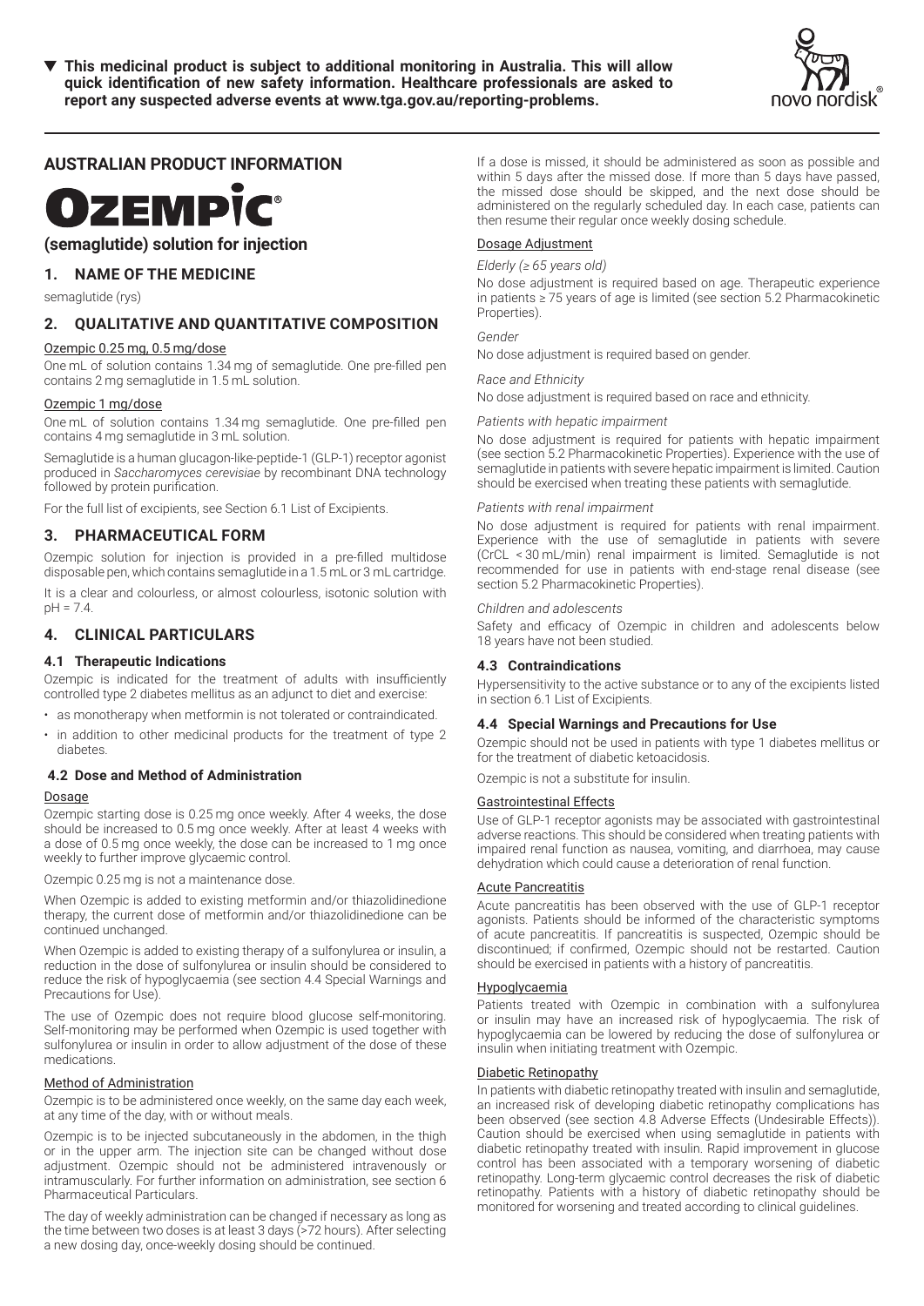▼ **This medicinal product is subject to additional monitoring in Australia. This will allow quick identification of new safety information. Healthcare professionals are asked to report any suspected adverse events at www.tga.gov.au/reporting-problems.**

## AUSTRALIAN PRODUCT INFORMATION

# OZEMPIC®

## (semaglutide) solution for injection

## 1. NAME OF THE MEDICINE

semaglutide (rys)

## 2. QUALITATIVE AND QUANTITATIVE COMPOSITION

Ozempic 0.25 mg, 0.5 mg/dose

One mL of solution contains 1.34 mg of semaglutide. One pre-filled pen contains 2 mg semaglutide in 1.5 mL solution.

Ozempic 1 mg/dose

One mL of solution contains 1.34 mg semaglutide. One pre-filled pen contains 4 mg semaglutide in 3 mL solution.

Semaglutide is a human glucagon-like-peptide-1 (GLP-1) receptor agonist produced in *Saccharomyces cerevisiae* by recombinant DNA technology followed by protein purification.

For the full list of excipients, see Section 6.1 List of Excipients.

## 3. PHARMACEUTICAL FORM

Ozempic solution for injection is provided in a pre-filled multidose disposable pen, which contains semaglutide in a 1.5 mL or 3 mL cartridge.

It is a clear and colourless, or almost colourless, isotonic solution with pH = 7.4.

## 4. CLINICAL PARTICULARS

### 4.1 Therapeutic Indications

Ozempic is indicated for the treatment of adults with insufficiently controlled type 2 diabetes mellitus as an adjunct to diet and exercise:

- as monotherapy when metformin is not tolerated or contraindicated.
- in addition to other medicinal products for the treatment of type 2 diabetes.

### 4.2 Dose and Method of Administration

Dosage

Ozempic starting dose is 0.25 mg once weekly. After 4 weeks, the dose should be increased to 0.5 mg once weekly. After at least 4 weeks with a dose of 0.5 mg once weekly, the dose can be increased to 1 mg once weekly to further improve glycaemic control.

Ozempic 0.25 mg is not a maintenance dose.

When Ozempic is added to existing metformin and/or thiazolidinedione therapy, the current dose of metformin and/or thiazolidinedione can be continued unchanged.

When Ozempic is added to existing therapy of a sulfonylurea or insulin, a reduction in the dose of sulfonylurea or insulin should be considered to reduce the risk of hypoglycaemia (see section 4.4 Special Warnings and Precautions for Use).

The use of Ozempic does not require blood glucose self-monitoring. Self-monitoring may be performed when Ozempic is used together with sulfonylurea or insulin in order to allow adjustment of the dose of these medications.

Method of Administration

Ozempic is to be administered once weekly, on the same day each week, at any time of the day, with or without meals.

Ozempic is to be injected subcutaneously in the abdomen, in the thigh or in the upper arm. The injection site can be changed without dose adjustment. Ozempic should not be administered intravenously or intramuscularly. For further information on administration, see section 6 Pharmaceutical Particulars.

The day of weekly administration can be changed if necessary as long as the time between two doses is at least 3 days (>72 hours). After selecting a new dosing day, once-weekly dosing should be continued.

If a dose is missed, it should be administered as soon as possible and within 5 days after the missed dose. If more than 5 days have passed, the missed dose should be skipped, and the next dose should be administered on the regularly scheduled day. In each case, patients can then resume their regular once weekly dosing schedule.

Dosage Adjustment

*Elderly (≥ 65 years old)*

No dose adjustment is required based on age. Therapeutic experience in patients ≥ 75 years of age is limited (see section 5.2 Pharmacokinetic Properties).

*Gender*

No dose adjustment is required based on gender.

*Race and Ethnicity*

No dose adjustment is required based on race and ethnicity.

*Patients with hepatic impairment*

No dose adjustment is required for patients with hepatic impairment (see section 5.2 Pharmacokinetic Properties). Experience with the use of semaglutide in patients with severe hepatic impairment is limited. Caution should be exercised when treating these patients with semaglutide.

*Patients with renal impairment*

No dose adjustment is required for patients with renal impairment. Experience with the use of semaglutide in patients with severe (CrCL < 30 mL/min) renal impairment is limited. Semaglutide is not recommended for use in patients with end-stage renal disease (see section 5.2 Pharmacokinetic Properties).

*Children and adolescents*

Safety and efficacy of Ozempic in children and adolescents below 18 years have not been studied.

### 4.3 Contraindications

Hypersensitivity to the active substance or to any of the excipients listed in section 6.1 List of Excipients.

### 4.4 Special Warnings and Precautions for Use

Ozempic should not be used in patients with type 1 diabetes mellitus or for the treatment of diabetic ketoacidosis.

Ozempic is not a substitute for insulin.

Gastrointestinal Effects

Use of GLP-1 receptor agonists may be associated with gastrointestinal adverse reactions. This should be considered when treating patients with impaired renal function as nausea, vomiting, and diarrhoea, may cause dehydration which could cause a deterioration of renal function.

Acute Pancreatitis

Acute pancreatitis has been observed with the use of GLP-1 receptor agonists. Patients should be informed of the characteristic symptoms of acute pancreatitis. If pancreatitis is suspected, Ozempic should be discontinued; if confirmed, Ozempic should not be restarted. Caution should be exercised in patients with a history of pancreatitis.

Hypoglycaemia

Patients treated with Ozempic in combination with a sulfonylurea or insulin may have an increased risk of hypoglycaemia. The risk of hypoglycaemia can be lowered by reducing the dose of sulfonylurea or insulin when initiating treatment with Ozempic.

Diabetic Retinopathy

In patients with diabetic retinopathy treated with insulin and semaglutide, an increased risk of developing diabetic retinopathy complications has been observed (see section 4.8 Adverse Effects (Undesirable Effects)). Caution should be exercised when using semaglutide in patients with diabetic retinopathy treated with insulin. Rapid improvement in glucose control has been associated with a temporary worsening of diabetic retinopathy. Long-term glycaemic control decreases the risk of diabetic retinopathy. Patients with a history of diabetic retinopathy should be monitored for worsening and treated according to clinical guidelines.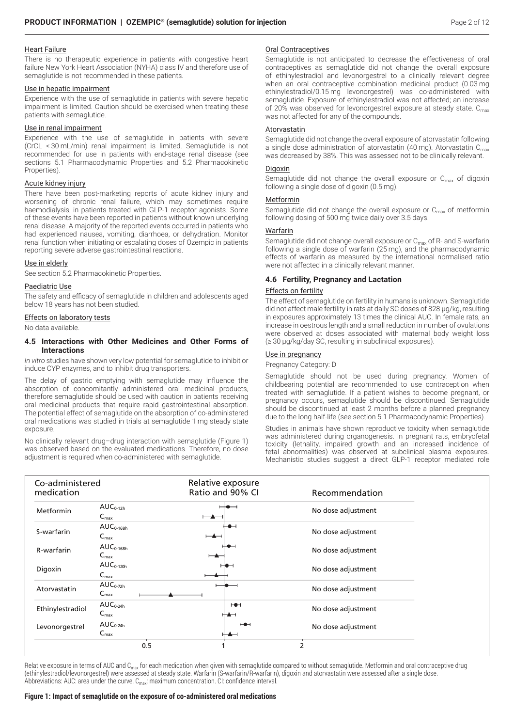#### Heart Failure

There is no therapeutic experience in patients with congestive heart failure New York Heart Association (NYHA) class IV and therefore use of semaglutide is not recommended in these patients.

#### Use in hepatic impairment

Experience with the use of semaglutide in patients with severe hepatic impairment is limited. Caution should be exercised when treating these patients with semaglutide.

#### Use in renal impairment

Experience with the use of semaglutide in patients with severe (CrCL < 30 mL/min) renal impairment is limited. Semaglutide is not recommended for use in patients with end-stage renal disease (see sections 5.1 Pharmacodynamic Properties and 5.2 Pharmacokinetic Properties).

#### Acute kidney injury

There have been post-marketing reports of acute kidney injury and worsening of chronic renal failure, which may sometimes require haemodialysis, in patients treated with GLP-1 receptor agonists. Some of these events have been reported in patients without known underlying renal disease. A majority of the reported events occurred in patients who had experienced nausea, vomiting, diarrhoea, or dehydration. Monitor renal function when initiating or escalating doses of Ozempic in patients reporting severe adverse gastrointestinal reactions.

#### Use in elderly

See section 5.2 Pharmacokinetic Properties.

#### Paediatric Use

The safety and efficacy of semaglutide in children and adolescents aged below 18 years has not been studied.

#### Effects on laboratory tests

No data available.

### 4.5 Interactions with Other Medicines and Other Forms of Interactions

*In vitro* studies have shown very low potential for semaglutide to inhibit or induce CYP enzymes, and to inhibit drug transporters.

The delay of gastric emptying with semaglutide may influence the absorption of concomitantly administered oral medicinal products, therefore semaglutide should be used with caution in patients receiving oral medicinal products that require rapid gastrointestinal absorption. The potential effect of semaglutide on the absorption of co-administered oral medications was studied in trials at semaglutide 1 mg steady state exposure.

No clinically relevant drug–drug interaction with semaglutide (Figure 1) was observed based on the evaluated medications. Therefore, no dose adjustment is required when co-administered with semaglutide.

#### Oral Contraceptives

Semaglutide is not anticipated to decrease the effectiveness of oral contraceptives as semaglutide did not change the overall exposure of ethinylestradiol and levonorgestrel to a clinically relevant degree when an oral contraceptive combination medicinal product (0.03 mg ethinylestradiol/0.15 mg levonorgestrel) was co-administered with semaglutide. Exposure of ethinylestradiol was not affected; an increase of 20% was observed for levonorgestrel exposure at steady state. $C_{max}$ was not affected for any of the compounds.

#### Atorvastatin

Semaglutide did not change the overall exposure of atorvastatin following a single dose administration of atorvastatin (40 mg). Atorvastatin $C_{max}$ was decreased by 38%. This was assessed not to be clinically relevant.

#### Digoxin

Semaglutide did not change the overall exposure or $C_{max}$ of digoxin following a single dose of digoxin (0.5 mg).

#### Metformin

Semaglutide did not change the overall exposure or $C_{max}$ of metformin following dosing of 500 mg twice daily over 3.5 days.

#### Warfarin

Semaglutide did not change overall exposure or $C_{max}$ of R- and S-warfarin following a single dose of warfarin (25 mg), and the pharmacodynamic effects of warfarin as measured by the international normalised ratio were not affected in a clinically relevant manner.

### 4.6 Fertility, Pregnancy and Lactation

#### Effects on fertility

The effect of semaglutide on fertility in humans is unknown. Semaglutide did not affect male fertility in rats at daily SC doses of 828 µg/kg, resulting in exposures approximately 13 times the clinical AUC. In female rats, an increase in oestrous length and a small reduction in number of ovulations were observed at doses associated with maternal body weight loss (≥ 30 µg/kg/day SC, resulting in subclinical exposures).

#### Use in pregnancy

Pregnancy Category: D

Semaglutide should not be used during pregnancy. Women of childbearing potential are recommended to use contraception when treated with semaglutide. If a patient wishes to become pregnant, or pregnancy occurs, semaglutide should be discontinued. Semaglutide should be discontinued at least 2 months before a planned pregnancy due to the long half-life (see section 5.1 Pharmacodynamic Properties).

Studies in animals have shown reproductive toxicity when semaglutide was administered during organogenesis. In pregnant rats, embryofetal toxicity (lethality, impaired growth and an increased incidence of fetal abnormalities) was observed at subclinical plasma exposures. Mechanistic studies suggest a direct GLP-1 receptor mediated role

| Co-administered medication | | Relative exposure Ratio and 90% CI | Recommendation |
|---|---|---|---|
| Metformin | $AUC_{0-12h}$ | | No dose adjustment |
| | $C_{max}$ | | |
| S-warfarin | $AUC_{0-168h}$ | | No dose adjustment |
| | $C_{max}$ | | |
| R-warfarin | $AUC_{0-168h}$ | | No dose adjustment |
| | $C_{max}$ | | |
| Digoxin | $AUC_{0-120h}$ | | No dose adjustment |
| | $C_{max}$ | | |
| Atorvastatin | $AUC_{0-72h}$ | | No dose adjustment |
| | $C_{max}$ | | |
| Ethinylestradiol | $AUC_{0-24h}$ | | No dose adjustment |
| | $C_{max}$ | | |
| Levonorgestrel | $AUC_{0-24h}$ | | No dose adjustment |
| | $C_{max}$ | | |
| | | 0.5 1 2 | |

Relative exposure in terms of AUC and $C_{max}$ for each medication when given with semaglutide compared to without semaglutide. Metformin and oral contraceptive drug (ethinylestradiol/levonorgestrel) were assessed at steady state. Warfarin (S-warfarin/R-warfarin), digoxin and atorvastatin were assessed after a single dose. Abbreviations: AUC: area under the curve. $C_{max}$: maximum concentration. CI: confidence interval.

**Figure 1: Impact of semaglutide on the exposure of co-administered oral medications**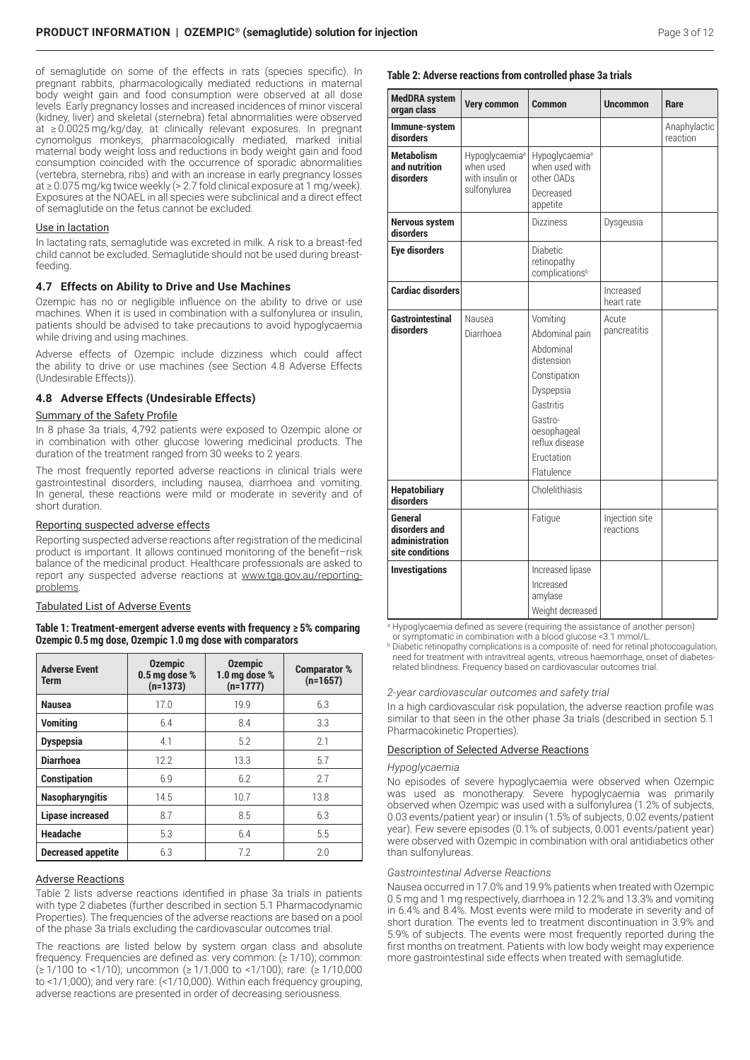of semaglutide on some of the effects in rats (species specific). In pregnant rabbits, pharmacologically mediated reductions in maternal body weight gain and food consumption were observed at all dose levels. Early pregnancy losses and increased incidences of minor visceral (kidney, liver) and skeletal (sternebra) fetal abnormalities were observed at ≥ 0.0025 mg/kg/day, at clinically relevant exposures. In pregnant cynomolgus monkeys, pharmacologically mediated, marked initial maternal body weight loss and reductions in body weight gain and food consumption coincided with the occurrence of sporadic abnormalities (vertebra, sternebra, ribs) and with an increase in early pregnancy losses at ≥ 0.075 mg/kg twice weekly (> 2.7 fold clinical exposure at 1 mg/week). Exposures at the NOAEL in all species were subclinical and a direct effect of semaglutide on the fetus cannot be excluded.

Use in lactation

In lactating rats, semaglutide was excreted in milk. A risk to a breast-fed child cannot be excluded. Semaglutide should not be used during breast-feeding.

### 4.7 Effects on Ability to Drive and Use Machines

Ozempic has no or negligible influence on the ability to drive or use machines. When it is used in combination with a sulfonylurea or insulin, patients should be advised to take precautions to avoid hypoglycaemia while driving and using machines.

Adverse effects of Ozempic include dizziness which could affect the ability to drive or use machines (see Section 4.8 Adverse Effects (Undesirable Effects)).

### 4.8 Adverse Effects (Undesirable Effects)

Summary of the Safety Profile

In 8 phase 3a trials, 4,792 patients were exposed to Ozempic alone or in combination with other glucose lowering medicinal products. The duration of the treatment ranged from 30 weeks to 2 years.

The most frequently reported adverse reactions in clinical trials were gastrointestinal disorders, including nausea, diarrhoea and vomiting. In general, these reactions were mild or moderate in severity and of short duration.

Reporting suspected adverse effects

Reporting suspected adverse reactions after registration of the medicinal product is important. It allows continued monitoring of the benefit–risk balance of the medicinal product. Healthcare professionals are asked to report any suspected adverse reactions at www.tga.gov.au/reporting-problems.

Tabulated List of Adverse Events

**Table 1: Treatment-emergent adverse events with frequency ≥ 5% comparing Ozempic 0.5 mg dose, Ozempic 1.0 mg dose with comparators**

| Adverse Event Term | Ozempic 0.5 mg dose % (n=1373) | Ozempic 1.0 mg dose % (n=1777) | Comparator % (n=1657) |
|---|---|---|---|
| **Nausea** | 17.0 | 19.9 | 6.3 |
| **Vomiting** | 6.4 | 8.4 | 3.3 |
| **Dyspepsia** | 4.1 | 5.2 | 2.1 |
| **Diarrhoea** | 12.2 | 13.3 | 5.7 |
| **Constipation** | 6.9 | 6.2 | 2.7 |
| **Nasopharyngitis** | 14.5 | 10.7 | 13.8 |
| **Lipase increased** | 8.7 | 8.5 | 6.3 |
| **Headache** | 5.3 | 6.4 | 5.5 |
| **Decreased appetite** | 6.3 | 7.2 | 2.0 |

Adverse Reactions

Table 2 lists adverse reactions identified in phase 3a trials in patients with type 2 diabetes (further described in section 5.1 Pharmacodynamic Properties). The frequencies of the adverse reactions are based on a pool of the phase 3a trials excluding the cardiovascular outcomes trial.

The reactions are listed below by system organ class and absolute frequency. Frequencies are defined as: very common: (≥ 1/10); common: (≥ 1/100 to <1/10); uncommon (≥ 1/1,000 to <1/100); rare: (≥ 1/10,000 to <1/1,000); and very rare: (<1/10,000). Within each frequency grouping, adverse reactions are presented in order of decreasing seriousness.

**Table 2: Adverse reactions from controlled phase 3a trials**

| MedDRA system organ class | Very common | Common | Uncommon | Rare |
|---|---|---|---|---|
| **Immune-system disorders** | | | | Anaphylactic reaction |
| **Metabolism and nutrition disorders** | Hypoglycaemia[a] when used with insulin or sulfonylurea | Hypoglycaemia[a] when used with other OADs<br>Decreased appetite | | |
| **Nervous system disorders** | | Dizziness | Dysgeusia | |
| **Eye disorders** | | Diabetic retinopathy complications[b] | | |
| **Cardiac disorders** | | | Increased heart rate | |
| **Gastrointestinal disorders** | Nausea<br>Diarrhoea | Vomiting<br>Abdominal pain<br>Abdominal distension<br>Constipation<br>Dyspepsia<br>Gastritis<br>Gastro-oesophageal reflux disease<br>Eructation<br>Flatulence | Acute pancreatitis | |
| **Hepatobiliary disorders** | | Cholelithiasis | | |
| **General disorders and administration site conditions** | | Fatigue | Injection site reactions | |
| **Investigations** | | Increased lipase<br>Increased amylase<br>Weight decreased | | |

[a] Hypoglycaemia defined as severe (requiring the assistance of another person) or symptomatic in combination with a blood glucose <3.1 mmol/L.
[b] Diabetic retinopathy complications is a composite of: need for retinal photocoagulation, need for treatment with intravitreal agents, vitreous haemorrhage, onset of diabetes-related blindness. Frequency based on cardiovascular outcomes trial.

*2-year cardiovascular outcomes and safety trial*

In a high cardiovascular risk population, the adverse reaction profile was similar to that seen in the other phase 3a trials (described in section 5.1 Pharmacokinetic Properties).

Description of Selected Adverse Reactions

*Hypoglycaemia*

No episodes of severe hypoglycaemia were observed when Ozempic was used as monotherapy. Severe hypoglycaemia was primarily observed when Ozempic was used with a sulfonylurea (1.2% of subjects, 0.03 events/patient year) or insulin (1.5% of subjects, 0.02 events/patient year). Few severe episodes (0.1% of subjects, 0.001 events/patient year) were observed with Ozempic in combination with oral antidiabetics other than sulfonylureas.

*Gastrointestinal Adverse Reactions*

Nausea occurred in 17.0% and 19.9% patients when treated with Ozempic 0.5 mg and 1 mg respectively, diarrhoea in 12.2% and 13.3% and vomiting in 6.4% and 8.4%. Most events were mild to moderate in severity and of short duration. The events led to treatment discontinuation in 3.9% and 5.9% of subjects. The events were most frequently reported during the first months on treatment. Patients with low body weight may experience more gastrointestinal side effects when treated with semaglutide.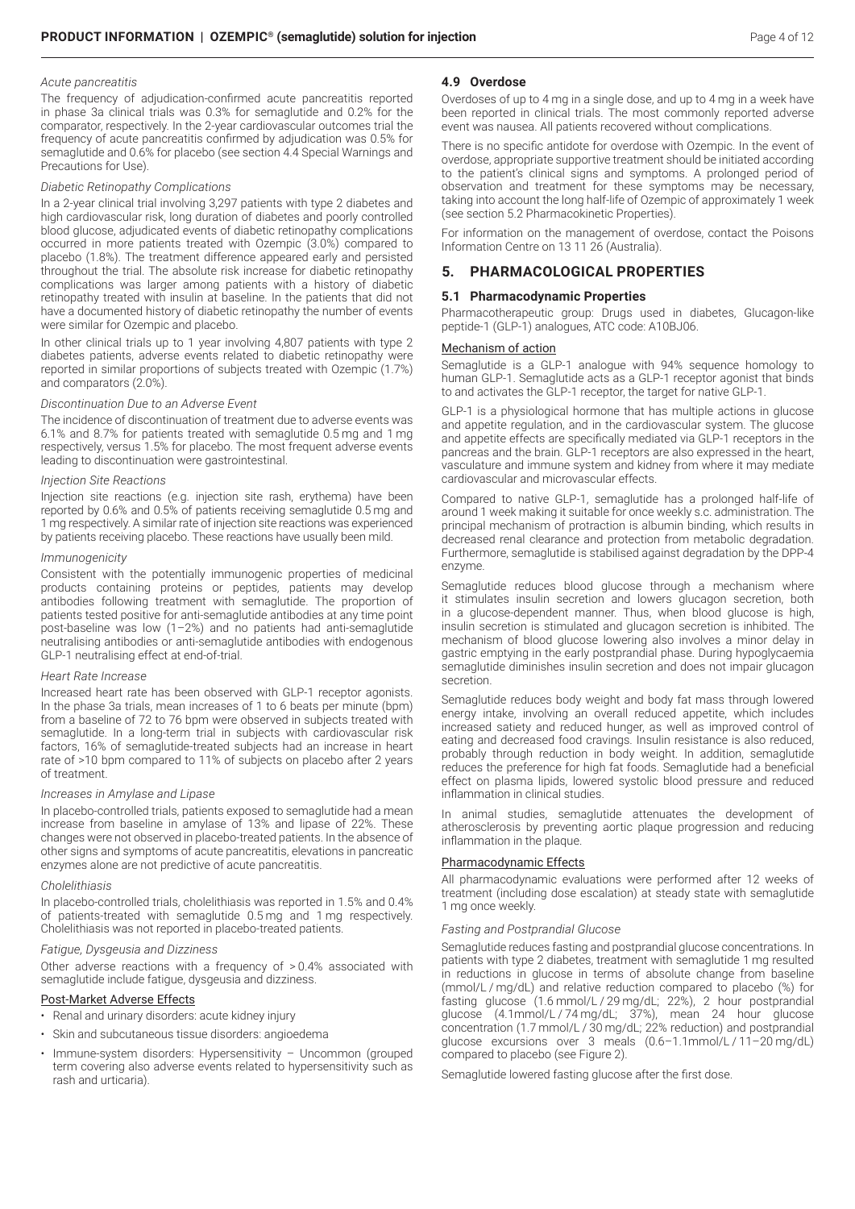*Acute pancreatitis*

The frequency of adjudication-confirmed acute pancreatitis reported in phase 3a clinical trials was 0.3% for semaglutide and 0.2% for the comparator, respectively. In the 2-year cardiovascular outcomes trial the frequency of acute pancreatitis confirmed by adjudication was 0.5% for semaglutide and 0.6% for placebo (see section 4.4 Special Warnings and Precautions for Use).

*Diabetic Retinopathy Complications*

In a 2-year clinical trial involving 3,297 patients with type 2 diabetes and high cardiovascular risk, long duration of diabetes and poorly controlled blood glucose, adjudicated events of diabetic retinopathy complications occurred in more patients treated with Ozempic (3.0%) compared to placebo (1.8%). The treatment difference appeared early and persisted throughout the trial. The absolute risk increase for diabetic retinopathy complications was larger among patients with a history of diabetic retinopathy treated with insulin at baseline. In the patients that did not have a documented history of diabetic retinopathy the number of events were similar for Ozempic and placebo.

In other clinical trials up to 1 year involving 4,807 patients with type 2 diabetes patients, adverse events related to diabetic retinopathy were reported in similar proportions of subjects treated with Ozempic (1.7%) and comparators (2.0%).

*Discontinuation Due to an Adverse Event*

The incidence of discontinuation of treatment due to adverse events was 6.1% and 8.7% for patients treated with semaglutide 0.5 mg and 1 mg respectively, versus 1.5% for placebo. The most frequent adverse events leading to discontinuation were gastrointestinal.

*Injection Site Reactions*

Injection site reactions (e.g. injection site rash, erythema) have been reported by 0.6% and 0.5% of patients receiving semaglutide 0.5 mg and 1 mg respectively. A similar rate of injection site reactions was experienced by patients receiving placebo. These reactions have usually been mild.

*Immunogenicity*

Consistent with the potentially immunogenic properties of medicinal products containing proteins or peptides, patients may develop antibodies following treatment with semaglutide. The proportion of patients tested positive for anti-semaglutide antibodies at any time point post-baseline was low (1–2%) and no patients had anti-semaglutide neutralising antibodies or anti-semaglutide antibodies with endogenous GLP-1 neutralising effect at end-of-trial.

*Heart Rate Increase*

Increased heart rate has been observed with GLP-1 receptor agonists. In the phase 3a trials, mean increases of 1 to 6 beats per minute (bpm) from a baseline of 72 to 76 bpm were observed in subjects treated with semaglutide. In a long-term trial in subjects with cardiovascular risk factors, 16% of semaglutide-treated subjects had an increase in heart rate of >10 bpm compared to 11% of subjects on placebo after 2 years of treatment.

*Increases in Amylase and Lipase*

In placebo-controlled trials, patients exposed to semaglutide had a mean increase from baseline in amylase of 13% and lipase of 22%. These changes were not observed in placebo-treated patients. In the absence of other signs and symptoms of acute pancreatitis, elevations in pancreatic enzymes alone are not predictive of acute pancreatitis.

*Cholelithiasis*

In placebo-controlled trials, cholelithiasis was reported in 1.5% and 0.4% of patients-treated with semaglutide 0.5 mg and 1 mg respectively. Cholelithiasis was not reported in placebo-treated patients.

*Fatigue, Dysgeusia and Dizziness*

Other adverse reactions with a frequency of > 0.4% associated with semaglutide include fatigue, dysgeusia and dizziness.

Post-Market Adverse Effects

- Renal and urinary disorders: acute kidney injury
- Skin and subcutaneous tissue disorders: angioedema
- Immune-system disorders: Hypersensitivity – Uncommon (grouped term covering also adverse events related to hypersensitivity such as rash and urticaria).

### 4.9 Overdose

Overdoses of up to 4 mg in a single dose, and up to 4 mg in a week have been reported in clinical trials. The most commonly reported adverse event was nausea. All patients recovered without complications.

There is no specific antidote for overdose with Ozempic. In the event of overdose, appropriate supportive treatment should be initiated according to the patient's clinical signs and symptoms. A prolonged period of observation and treatment for these symptoms may be necessary, taking into account the long half-life of Ozempic of approximately 1 week (see section 5.2 Pharmacokinetic Properties).

For information on the management of overdose, contact the Poisons Information Centre on 13 11 26 (Australia).

## 5. PHARMACOLOGICAL PROPERTIES

### 5.1 Pharmacodynamic Properties

Pharmacotherapeutic group: Drugs used in diabetes, Glucagon-like peptide-1 (GLP-1) analogues, ATC code: A10BJ06.

Mechanism of action

Semaglutide is a GLP-1 analogue with 94% sequence homology to human GLP-1. Semaglutide acts as a GLP-1 receptor agonist that binds to and activates the GLP-1 receptor, the target for native GLP-1.

GLP-1 is a physiological hormone that has multiple actions in glucose and appetite regulation, and in the cardiovascular system. The glucose and appetite effects are specifically mediated via GLP-1 receptors in the pancreas and the brain. GLP-1 receptors are also expressed in the heart, vasculature and immune system and kidney from where it may mediate cardiovascular and microvascular effects.

Compared to native GLP-1, semaglutide has a prolonged half-life of around 1 week making it suitable for once weekly s.c. administration. The principal mechanism of protraction is albumin binding, which results in decreased renal clearance and protection from metabolic degradation. Furthermore, semaglutide is stabilised against degradation by the DPP-4 enzyme.

Semaglutide reduces blood glucose through a mechanism where it stimulates insulin secretion and lowers glucagon secretion, both in a glucose-dependent manner. Thus, when blood glucose is high, insulin secretion is stimulated and glucagon secretion is inhibited. The mechanism of blood glucose lowering also involves a minor delay in gastric emptying in the early postprandial phase. During hypoglycaemia semaglutide diminishes insulin secretion and does not impair glucagon secretion.

Semaglutide reduces body weight and body fat mass through lowered energy intake, involving an overall reduced appetite, which includes increased satiety and reduced hunger, as well as improved control of eating and decreased food cravings. Insulin resistance is also reduced, probably through reduction in body weight. In addition, semaglutide reduces the preference for high fat foods. Semaglutide had a beneficial effect on plasma lipids, lowered systolic blood pressure and reduced inflammation in clinical studies.

In animal studies, semaglutide attenuates the development of atherosclerosis by preventing aortic plaque progression and reducing inflammation in the plaque.

Pharmacodynamic Effects

All pharmacodynamic evaluations were performed after 12 weeks of treatment (including dose escalation) at steady state with semaglutide 1 mg once weekly.

*Fasting and Postprandial Glucose*

Semaglutide reduces fasting and postprandial glucose concentrations. In patients with type 2 diabetes, treatment with semaglutide 1 mg resulted in reductions in glucose in terms of absolute change from baseline (mmol/L / mg/dL) and relative reduction compared to placebo (%) for fasting glucose (1.6 mmol/L / 29 mg/dL; 22%), 2 hour postprandial glucose (4.1mmol/L / 74 mg/dL; 37%), mean 24 hour glucose concentration (1.7 mmol/L / 30 mg/dL; 22% reduction) and postprandial glucose excursions over 3 meals (0.6–1.1mmol/L / 11–20 mg/dL) compared to placebo (see Figure 2).

Semaglutide lowered fasting glucose after the first dose.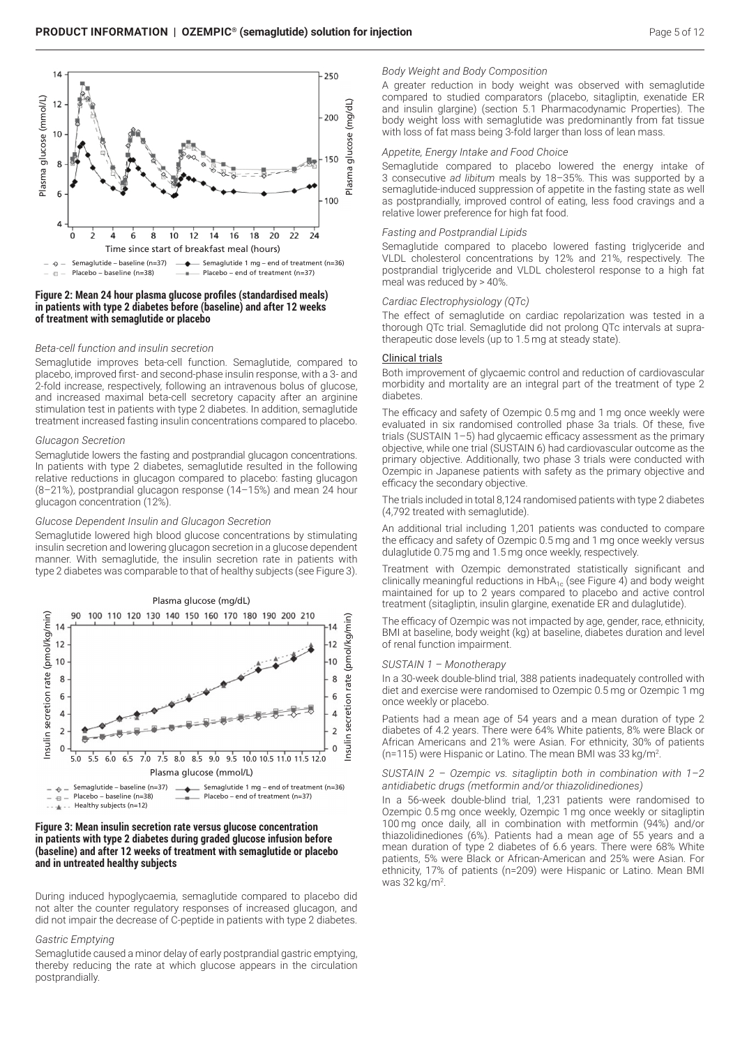**Figure 2: Mean 24 hour plasma glucose profiles (standardised meals) in patients with type 2 diabetes before (baseline) and after 12 weeks of treatment with semaglutide or placebo**

*Beta-cell function and insulin secretion*

Semaglutide improves beta-cell function. Semaglutide, compared to placebo, improved first- and second-phase insulin response, with a 3- and 2-fold increase, respectively, following an intravenous bolus of glucose, and increased maximal beta-cell secretory capacity after an arginine stimulation test in patients with type 2 diabetes. In addition, semaglutide treatment increased fasting insulin concentrations compared to placebo.

*Glucagon Secretion*

Semaglutide lowers the fasting and postprandial glucagon concentrations. In patients with type 2 diabetes, semaglutide resulted in the following relative reductions in glucagon compared to placebo: fasting glucagon (8–21%), postprandial glucagon response (14–15%) and mean 24 hour glucagon concentration (12%).

*Glucose Dependent Insulin and Glucagon Secretion*

Semaglutide lowered high blood glucose concentrations by stimulating insulin secretion and lowering glucagon secretion in a glucose dependent manner. With semaglutide, the insulin secretion rate in patients with type 2 diabetes was comparable to that of healthy subjects (see Figure 3).

**Figure 3: Mean insulin secretion rate versus glucose concentration in patients with type 2 diabetes during graded glucose infusion before (baseline) and after 12 weeks of treatment with semaglutide or placebo and in untreated healthy subjects**

During induced hypoglycaemia, semaglutide compared to placebo did not alter the counter regulatory responses of increased glucagon, and did not impair the decrease of C-peptide in patients with type 2 diabetes.

*Gastric Emptying*

Semaglutide caused a minor delay of early postprandial gastric emptying, thereby reducing the rate at which glucose appears in the circulation postprandially.

*Body Weight and Body Composition*

A greater reduction in body weight was observed with semaglutide compared to studied comparators (placebo, sitagliptin, exenatide ER and insulin glargine) (section 5.1 Pharmacodynamic Properties). The body weight loss with semaglutide was predominantly from fat tissue with loss of fat mass being 3-fold larger than loss of lean mass.

*Appetite, Energy Intake and Food Choice*

Semaglutide compared to placebo lowered the energy intake of 3 consecutive *ad libitum* meals by 18–35%. This was supported by a semaglutide-induced suppression of appetite in the fasting state as well as postprandially, improved control of eating, less food cravings and a relative lower preference for high fat food.

*Fasting and Postprandial Lipids*

Semaglutide compared to placebo lowered fasting triglyceride and VLDL cholesterol concentrations by 12% and 21%, respectively. The postprandial triglyceride and VLDL cholesterol response to a high fat meal was reduced by > 40%.

*Cardiac Electrophysiology (QTc)*

The effect of semaglutide on cardiac repolarization was tested in a thorough QTc trial. Semaglutide did not prolong QTc intervals at supra-therapeutic dose levels (up to 1.5 mg at steady state).

### Clinical trials

Both improvement of glycaemic control and reduction of cardiovascular morbidity and mortality are an integral part of the treatment of type 2 diabetes.

The efficacy and safety of Ozempic 0.5 mg and 1 mg once weekly were evaluated in six randomised controlled phase 3a trials. Of these, five trials (SUSTAIN 1–5) had glycaemic efficacy assessment as the primary objective, while one trial (SUSTAIN 6) had cardiovascular outcome as the primary objective. Additionally, two phase 3 trials were conducted with Ozempic in Japanese patients with safety as the primary objective and efficacy the secondary objective.

The trials included in total 8,124 randomised patients with type 2 diabetes (4,792 treated with semaglutide).

An additional trial including 1,201 patients was conducted to compare the efficacy and safety of Ozempic 0.5 mg and 1 mg once weekly versus dulaglutide 0.75 mg and 1.5 mg once weekly, respectively.

Treatment with Ozempic demonstrated statistically significant and clinically meaningful reductions in $HbA_{1c}$ (see Figure 4) and body weight maintained for up to 2 years compared to placebo and active control treatment (sitagliptin, insulin glargine, exenatide ER and dulaglutide).

The efficacy of Ozempic was not impacted by age, gender, race, ethnicity, BMI at baseline, body weight (kg) at baseline, diabetes duration and level of renal function impairment.

*SUSTAIN 1 – Monotherapy*

In a 30-week double-blind trial, 388 patients inadequately controlled with diet and exercise were randomised to Ozempic 0.5 mg or Ozempic 1 mg once weekly or placebo.

Patients had a mean age of 54 years and a mean duration of type 2 diabetes of 4.2 years. There were 64% White patients, 8% were Black or African Americans and 21% were Asian. For ethnicity, 30% of patients (n=115) were Hispanic or Latino. The mean BMI was 33 $kg/m^2$.

*SUSTAIN 2 – Ozempic vs. sitagliptin both in combination with 1–2 antidiabetic drugs (metformin and/or thiazolidinediones)*

In a 56-week double-blind trial, 1,231 patients were randomised to Ozempic 0.5 mg once weekly, Ozempic 1 mg once weekly or sitagliptin 100 mg once daily, all in combination with metformin (94%) and/or thiazolidinediones (6%). Patients had a mean age of 55 years and a mean duration of type 2 diabetes of 6.6 years. There were 68% White patients, 5% were Black or African-American and 25% were Asian. For ethnicity, 17% of patients (n=209) were Hispanic or Latino. Mean BMI was 32 $kg/m^2$.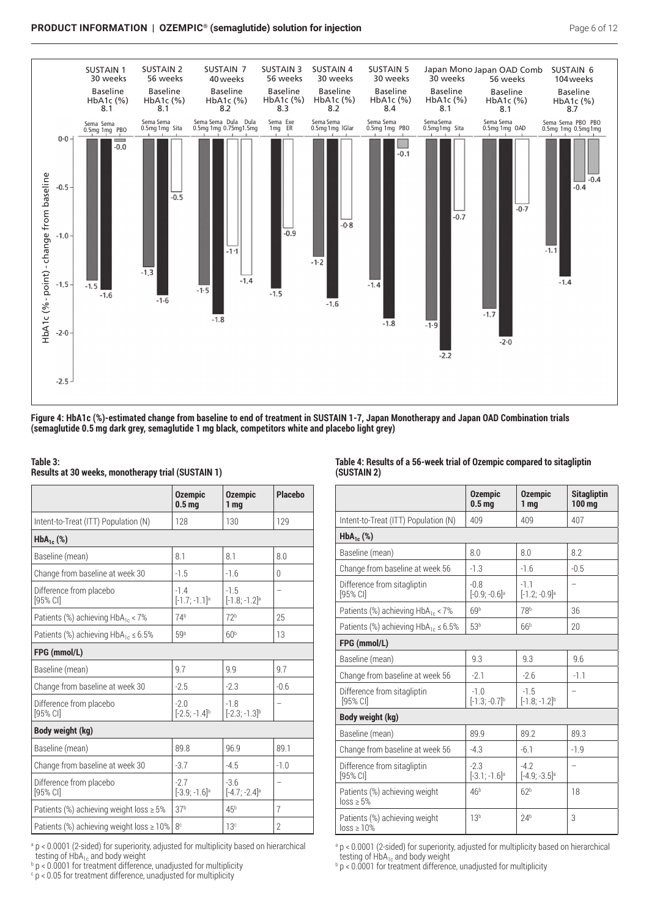**Figure 4: HbA1c (%)-estimated change from baseline to end of treatment in SUSTAIN 1-7, Japan Monotherapy and Japan OAD Combination trials (semaglutide 0.5 mg dark grey, semaglutide 1 mg black, competitors white and placebo light grey)**

**Table 3:**
**Results at 30 weeks, monotherapy trial (SUSTAIN 1)**

| | Ozempic 0.5 mg | Ozempic 1 mg | Placebo |
|---|---|---|---|
| Intent-to-Treat (ITT) Population (N) | 128 | 130 | 129 |
| **$HbA_{1c}$ (%)** | | | |
| Baseline (mean) | 8.1 | 8.1 | 8.0 |
| Change from baseline at week 30 | -1.5 | -1.6 | 0 |
| Difference from placebo [95% CI] | -1.4 [-1.7; -1.1][a] | -1.5 [-1.8; -1.2][a] | – |
| Patients (%) achieving $HbA_{1c}$ < 7% | 74[b] | 72[b] | 25 |
| Patients (%) achieving $HbA_{1c}$ ≤ 6.5% | 59[b] | 60[b] | 13 |
| **FPG (mmol/L)** | | | |
| Baseline (mean) | 9.7 | 9.9 | 9.7 |
| Change from baseline at week 30 | -2.5 | -2.3 | -0.6 |
| Difference from placebo [95% CI] | -2.0 [-2.5; -1.4][b] | -1.8 [-2.3; -1.3][b] | – |
| **Body weight (kg)** | | | |
| Baseline (mean) | 89.8 | 96.9 | 89.1 |
| Change from baseline at week 30 | -3.7 | -4.5 | -1.0 |
| Difference from placebo [95% CI] | -2.7 [-3.9; -1.6][a] | -3.6 [-4.7; -2.4][a] | – |
| Patients (%) achieving weight loss ≥ 5% | 37[b] | 45[b] | 7 |
| Patients (%) achieving weight loss ≥ 10% | 8[c] | 13[c] | 2 |

[a] $p < 0.0001$ (2-sided) for superiority, adjusted for multiplicity based on hierarchical testing of $HbA_{1c}$ and body weight
[b] $p < 0.0001$ for treatment difference, unadjusted for multiplicity
[c] $p < 0.05$ for treatment difference, unadjusted for multiplicity

**Table 4: Results of a 56-week trial of Ozempic compared to sitagliptin (SUSTAIN 2)**

| | Ozempic 0.5 mg | Ozempic 1 mg | Sitagliptin 100 mg |
|---|---|---|---|
| Intent-to-Treat (ITT) Population (N) | 409 | 409 | 407 |
| **$HbA_{1c}$ (%)** | | | |
| Baseline (mean) | 8.0 | 8.0 | 8.2 |
| Change from baseline at week 56 | -1.3 | -1.6 | -0.5 |
| Difference from sitagliptin [95% CI] | -0.8 [-0.9; -0.6][a] | -1.1 [-1.2; -0.9][a] | – |
| Patients (%) achieving $HbA_{1c}$ < 7% | 69[b] | 78[b] | 36 |
| Patients (%) achieving $HbA_{1c}$ ≤ 6.5% | 53[b] | 66[b] | 20 |
| **FPG (mmol/L)** | | | |
| Baseline (mean) | 9.3 | 9.3 | 9.6 |
| Change from baseline at week 56 | -2.1 | -2.6 | -1.1 |
| Difference from sitagliptin [95% CI] | -1.0 [-1.3; -0.7][b] | -1.5 [-1.8; -1.2][b] | – |
| **Body weight (kg)** | | | |
| Baseline (mean) | 89.9 | 89.2 | 89.3 |
| Change from baseline at week 56 | -4.3 | -6.1 | -1.9 |
| Difference from sitagliptin [95% CI] | -2.3 [-3.1; -1.6][a] | -4.2 [-4.9; -3.5][a] | – |
| Patients (%) achieving weight loss ≥ 5% | 46[b] | 62[b] | 18 |
| Patients (%) achieving weight loss ≥ 10% | 13[b] | 24[b] | 3 |

[a] $p < 0.0001$ (2-sided) for superiority, adjusted for multiplicity based on hierarchical testing of $HbA_{1c}$ and body weight
[b] $p < 0.0001$ for treatment difference, unadjusted for multiplicity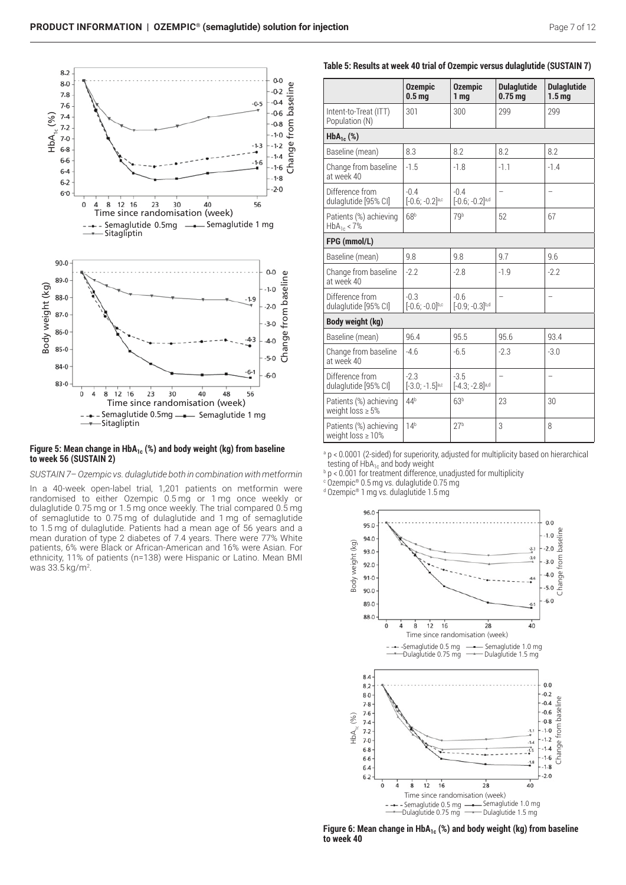Figure 5: Mean change in $HbA_{1c}$ (%) and body weight (kg) from baseline to week 56 (SUSTAIN 2)

*SUSTAIN 7 – Ozempic vs. dulaglutide both in combination with metformin*

In a 40-week open-label trial, 1,201 patients on metformin were randomised to either Ozempic 0.5 mg or 1 mg once weekly or dulaglutide 0.75 mg or 1.5 mg once weekly. The trial compared 0.5 mg of semaglutide to 0.75 mg of dulaglutide and 1 mg of semaglutide to 1.5 mg of dulaglutide. Patients had a mean age of 56 years and a mean duration of type 2 diabetes of 7.4 years. There were 77% White patients, 6% were Black or African-American and 16% were Asian. For ethnicity, 11% of patients (n=138) were Hispanic or Latino. Mean BMI was 33.5 kg/m$^2$.

**Table 5: Results at week 40 trial of Ozempic versus dulaglutide (SUSTAIN 7)**

| | Ozempic 0.5 mg | Ozempic 1 mg | Dulaglutide 0.75 mg | Dulaglutide 1.5 mg |
|---|---|---|---|---|
| Intent-to-Treat (ITT) Population (N) | 301 | 300 | 299 | 299 |
| **$HbA_{1c}$ (%)** | | | | |
| Baseline (mean) | 8.3 | 8.2 | 8.2 | 8.2 |
| Change from baseline at week 40 | -1.5 | -1.8 | -1.1 | -1.4 |
| Difference from dulaglutide [95% CI] | -0.4 [-0.6; -0.2][a,c] | -0.4 [-0.6; -0.2][a,d] | – | – |
| Patients (%) achieving $HbA_{1c}$ < 7% | 68[b] | 79[b] | 52 | 67 |
| **FPG (mmol/L)** | | | | |
| Baseline (mean) | 9.8 | 9.8 | 9.7 | 9.6 |
| Change from baseline at week 40 | -2.2 | -2.8 | -1.9 | -2.2 |
| Difference from dulaglutide [95% CI] | -0.3 [-0.6; -0.0][b,c] | -0.6 [-0.9; -0.3][b,d] | – | – |
| **Body weight (kg)** | | | | |
| Baseline (mean) | 96.4 | 95.5 | 95.6 | 93.4 |
| Change from baseline at week 40 | -4.6 | -6.5 | -2.3 | -3.0 |
| Difference from dulaglutide [95% CI] | -2.3 [-3.0; -1.5][a,c] | -3.5 [-4.3; -2.8][a,d] | – | – |
| Patients (%) achieving weight loss ≥ 5% | 44[b] | 63[b] | 23 | 30 |
| Patients (%) achieving weight loss ≥ 10% | 14[b] | 27[b] | 3 | 8 |

[a] $p < 0.0001$ (2-sided) for superiority, adjusted for multiplicity based on hierarchical testing of $HbA_{1c}$ and body weight
[b] $p < 0.001$ for treatment difference, unadjusted for multiplicity
[c] Ozempic® 0.5 mg vs. dulaglutide 0.75 mg
[d] Ozempic® 1 mg vs. dulaglutide 1.5 mg

Figure 6: Mean change in $HbA_{1c}$ (%) and body weight (kg) from baseline to week 40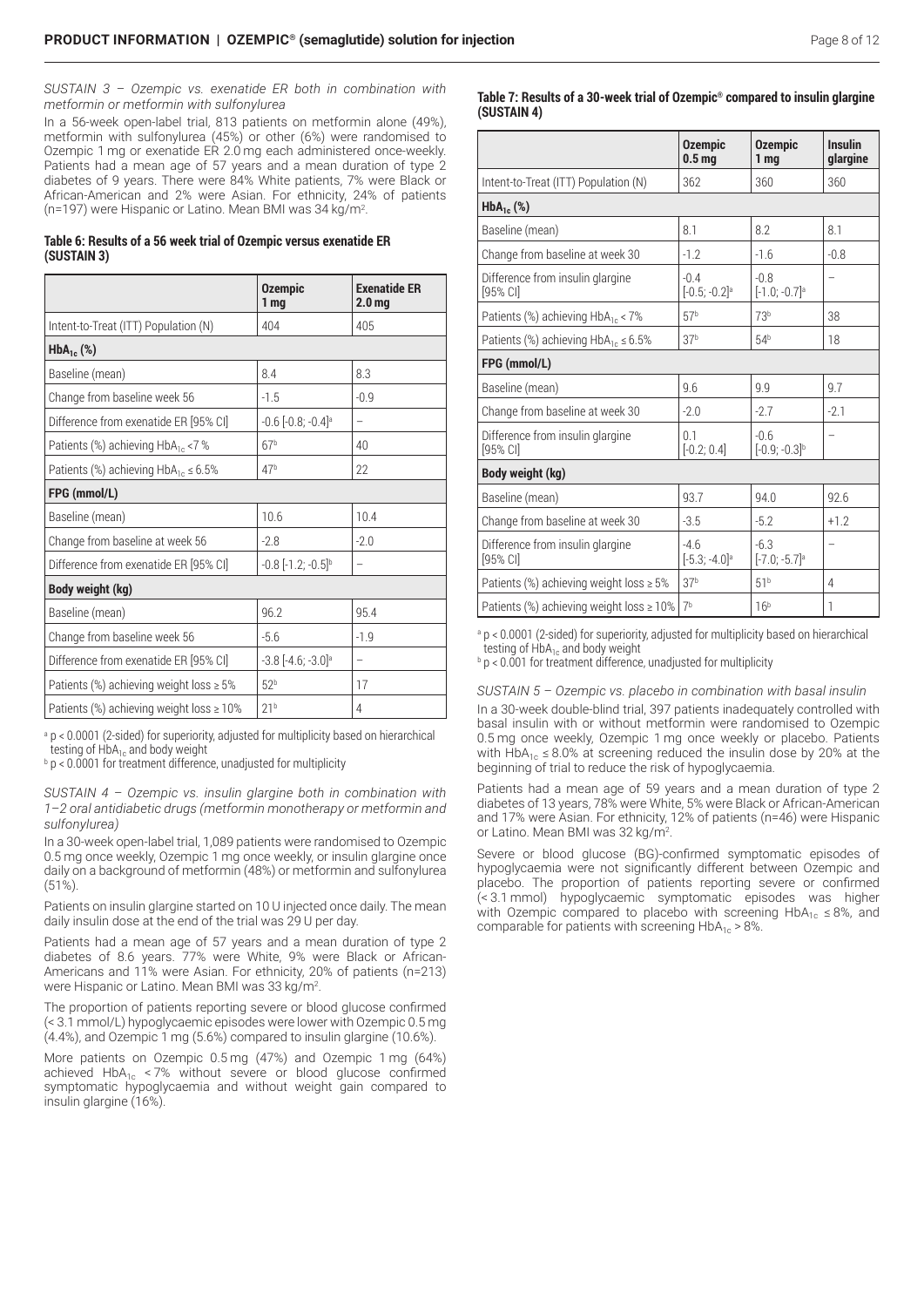*SUSTAIN 3 – Ozempic vs. exenatide ER both in combination with metformin or metformin with sulfonylurea*

In a 56-week open-label trial, 813 patients on metformin alone (49%), metformin with sulfonylurea (45%) or other (6%) were randomised to Ozempic 1 mg or exenatide ER 2.0 mg each administered once-weekly. Patients had a mean age of 57 years and a mean duration of type 2 diabetes of 9 years. There were 84% White patients, 7% were Black or African-American and 2% were Asian. For ethnicity, 24% of patients (n=197) were Hispanic or Latino. Mean BMI was 34 kg/m$^2$.

**Table 6: Results of a 56 week trial of Ozempic versus exenatide ER (SUSTAIN 3)**

| | Ozempic 1 mg | Exenatide ER 2.0 mg |
|---|---|---|
| Intent-to-Treat (ITT) Population (N) | 404 | 405 |
| **$HbA_{1c}$ (%)** | | |
| Baseline (mean) | 8.4 | 8.3 |
| Change from baseline week 56 | -1.5 | -0.9 |
| Difference from exenatide ER [95% CI] | -0.6 [-0.8; -0.4][a] | – |
| Patients (%) achieving $HbA_{1c}$ <7 % | 67[b] | 40 |
| Patients (%) achieving $HbA_{1c} \leq 6.5\%$ | 47[b] | 22 |
| **FPG (mmol/L)** | | |
| Baseline (mean) | 10.6 | 10.4 |
| Change from baseline at week 56 | -2.8 | -2.0 |
| Difference from exenatide ER [95% CI] | -0.8 [-1.2; -0.5][b] | – |
| **Body weight (kg)** | | |
| Baseline (mean) | 96.2 | 95.4 |
| Change from baseline week 56 | -5.6 | -1.9 |
| Difference from exenatide ER [95% CI] | -3.8 [-4.6; -3.0][a] | – |
| Patients (%) achieving weight loss ≥ 5% | 52[b] | 17 |
| Patients (%) achieving weight loss ≥ 10% | 21[b] | 4 |

[a] $p < 0.0001$ (2-sided) for superiority, adjusted for multiplicity based on hierarchical testing of $HbA_{1c}$ and body weight

[b] $p < 0.0001$ for treatment difference, unadjusted for multiplicity

*SUSTAIN 4 – Ozempic vs. insulin glargine both in combination with 1–2 oral antidiabetic drugs (metformin monotherapy or metformin and sulfonylurea)*

In a 30-week open-label trial, 1,089 patients were randomised to Ozempic 0.5 mg once weekly, Ozempic 1 mg once weekly, or insulin glargine once daily on a background of metformin (48%) or metformin and sulfonylurea (51%).

Patients on insulin glargine started on 10 U injected once daily. The mean daily insulin dose at the end of the trial was 29 U per day.

Patients had a mean age of 57 years and a mean duration of type 2 diabetes of 8.6 years. 77% were White, 9% were Black or African-Americans and 11% were Asian. For ethnicity, 20% of patients (n=213) were Hispanic or Latino. Mean BMI was 33 kg/m$^2$.

The proportion of patients reporting severe or blood glucose confirmed (< 3.1 mmol/L) hypoglycaemic episodes were lower with Ozempic 0.5 mg (4.4%), and Ozempic 1 mg (5.6%) compared to insulin glargine (10.6%).

More patients on Ozempic 0.5 mg (47%) and Ozempic 1 mg (64%) achieved $HbA_{1c}$ < 7% without severe or blood glucose confirmed symptomatic hypoglycaemia and without weight gain compared to insulin glargine (16%).

**Table 7: Results of a 30-week trial of Ozempic® compared to insulin glargine (SUSTAIN 4)**

| | Ozempic 0.5 mg | Ozempic 1 mg | Insulin glargine |
|---|---|---|---|
| Intent-to-Treat (ITT) Population (N) | 362 | 360 | 360 |
| **$HbA_{1c}$ (%)** | | | |
| Baseline (mean) | 8.1 | 8.2 | 8.1 |
| Change from baseline at week 30 | -1.2 | -1.6 | -0.8 |
| Difference from insulin glargine [95% CI] | -0.4 [-0.5; -0.2][a] | -0.8 [-1.0; -0.7][a] | – |
| Patients (%) achieving $HbA_{1c}$ < 7% | 57[b] | 73[b] | 38 |
| Patients (%) achieving $HbA_{1c} \leq 6.5\%$ | 37[b] | 54[b] | 18 |
| **FPG (mmol/L)** | | | |
| Baseline (mean) | 9.6 | 9.9 | 9.7 |
| Change from baseline at week 30 | -2.0 | -2.7 | -2.1 |
| Difference from insulin glargine [95% CI] | 0.1 [-0.2; 0.4] | -0.6 [-0.9; -0.3][b] | – |
| **Body weight (kg)** | | | |
| Baseline (mean) | 93.7 | 94.0 | 92.6 |
| Change from baseline at week 30 | -3.5 | -5.2 | +1.2 |
| Difference from insulin glargine [95% CI] | -4.6 [-5.3; -4.0][a] | -6.3 [-7.0; -5.7][a] | – |
| Patients (%) achieving weight loss ≥ 5% | 37[b] | 51[b] | 4 |
| Patients (%) achieving weight loss ≥ 10% | 7[b] | 16[b] | 1 |

[a] $p < 0.0001$ (2-sided) for superiority, adjusted for multiplicity based on hierarchical testing of $HbA_{1c}$ and body weight

[b] $p < 0.001$ for treatment difference, unadjusted for multiplicity

*SUSTAIN 5 – Ozempic vs. placebo in combination with basal insulin*

In a 30-week double-blind trial, 397 patients inadequately controlled with basal insulin with or without metformin were randomised to Ozempic 0.5 mg once weekly, Ozempic 1 mg once weekly or placebo. Patients with $HbA_{1c} \leq 8.0\%$ at screening reduced the insulin dose by 20% at the beginning of trial to reduce the risk of hypoglycaemia.

Patients had a mean age of 59 years and a mean duration of type 2 diabetes of 13 years, 78% were White, 5% were Black or African-American and 17% were Asian. For ethnicity, 12% of patients (n=46) were Hispanic or Latino. Mean BMI was 32 kg/m$^2$.

Severe or blood glucose (BG)-confirmed symptomatic episodes of hypoglycaemia were not significantly different between Ozempic and placebo. The proportion of patients reporting severe or confirmed (< 3.1 mmol) hypoglycaemic symptomatic episodes was higher with Ozempic compared to placebo with screening $HbA_{1c} \leq 8\%$, and comparable for patients with screening $HbA_{1c}$ > 8%.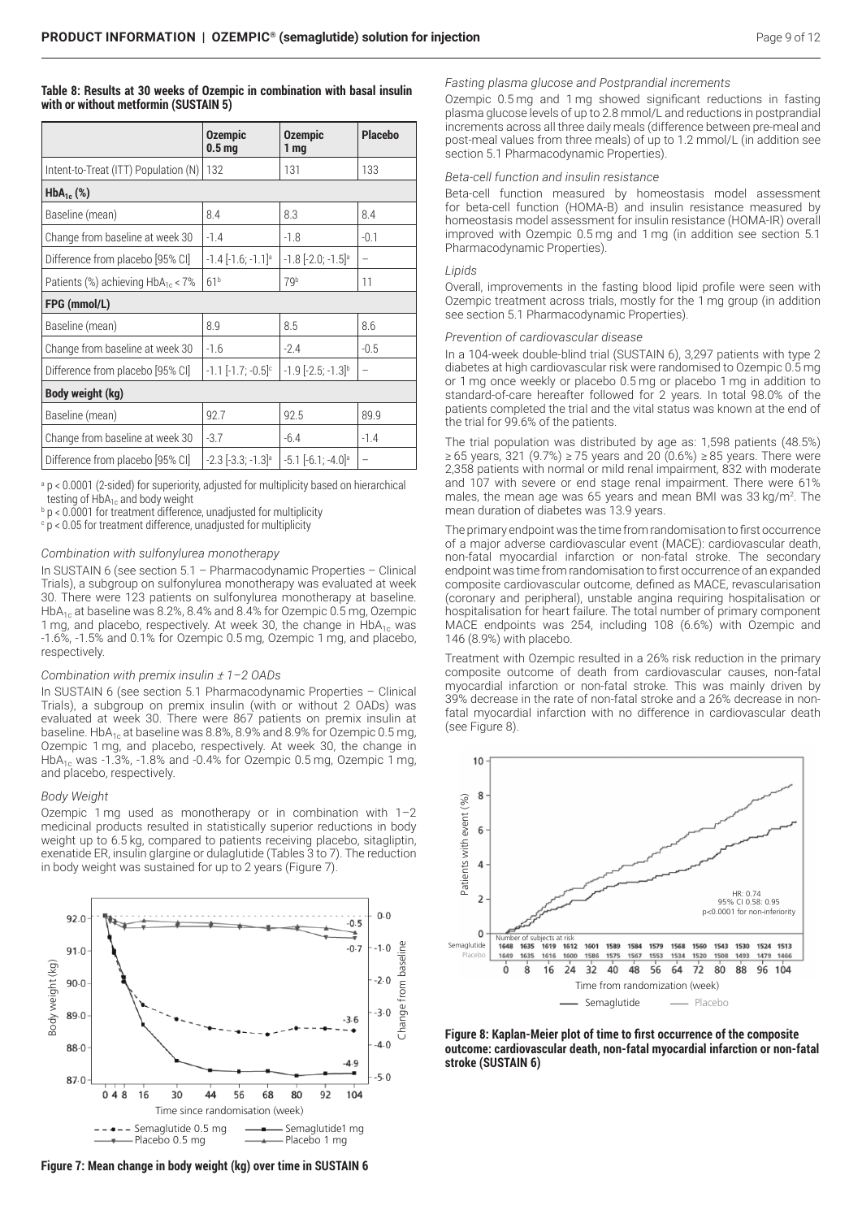**Table 8: Results at 30 weeks of Ozempic in combination with basal insulin with or without metformin (SUSTAIN 5)**

| | Ozempic 0.5 mg | Ozempic 1 mg | Placebo |
|---|---|---|---|
| Intent-to-Treat (ITT) Population (N) | 132 | 131 | 133 |
| **$HbA_{1c}$ (%)** | | | |
| Baseline (mean) | 8.4 | 8.3 | 8.4 |
| Change from baseline at week 30 | -1.4 | -1.8 | -0.1 |
| Difference from placebo [95% CI] | -1.4 [-1.6; -1.1][a] | -1.8 [-2.0; -1.5][a] | – |
| Patients (%) achieving $HbA_{1c}$ < 7% | 61[b] | 79[b] | 11 |
| **FPG (mmol/L)** | | | |
| Baseline (mean) | 8.9 | 8.5 | 8.6 |
| Change from baseline at week 30 | -1.6 | -2.4 | -0.5 |
| Difference from placebo [95% CI] | -1.1 [-1.7; -0.5][c] | -1.9 [-2.5; -1.3][b] | – |
| **Body weight (kg)** | | | |
| Baseline (mean) | 92.7 | 92.5 | 89.9 |
| Change from baseline at week 30 | -3.7 | -6.4 | -1.4 |
| Difference from placebo [95% CI] | -2.3 [-3.3; -1.3][a] | -5.1 [-6.1; -4.0][a] | – |

[a] $p < 0.0001$ (2-sided) for superiority, adjusted for multiplicity based on hierarchical testing of $HbA_{1c}$ and body weight
[b] $p < 0.0001$ for treatment difference, unadjusted for multiplicity
[c] $p < 0.05$ for treatment difference, unadjusted for multiplicity

*Combination with sulfonylurea monotherapy*

In SUSTAIN 6 (see section 5.1 – Pharmacodynamic Properties – Clinical Trials), a subgroup on sulfonylurea monotherapy was evaluated at week 30. There were 123 patients on sulfonylurea monotherapy at baseline. $HbA_{1c}$ at baseline was 8.2%, 8.4% and 8.4% for Ozempic 0.5 mg, Ozempic 1 mg, and placebo, respectively. At week 30, the change in $HbA_{1c}$ was -1.6%, -1.5% and 0.1% for Ozempic 0.5 mg, Ozempic 1 mg, and placebo, respectively.

*Combination with premix insulin ± 1–2 OADs*

In SUSTAIN 6 (see section 5.1 Pharmacodynamic Properties – Clinical Trials), a subgroup on premix insulin (with or without 2 OADs) was evaluated at week 30. There were 867 patients on premix insulin at baseline. $HbA_{1c}$ at baseline was 8.8%, 8.9% and 8.9% for Ozempic 0.5 mg, Ozempic 1 mg, and placebo, respectively. At week 30, the change in $HbA_{1c}$ was -1.3%, -1.8% and -0.4% for Ozempic 0.5 mg, Ozempic 1 mg, and placebo, respectively.

*Body Weight*

Ozempic 1 mg used as monotherapy or in combination with 1–2 medicinal products resulted in statistically superior reductions in body weight up to 6.5 kg, compared to patients receiving placebo, sitagliptin, exenatide ER, insulin glargine or dulaglutide (Tables 3 to 7). The reduction in body weight was sustained for up to 2 years (Figure 7).

**Figure 7: Mean change in body weight (kg) over time in SUSTAIN 6**

*Fasting plasma glucose and Postprandial increments*

Ozempic 0.5 mg and 1 mg showed significant reductions in fasting plasma glucose levels of up to 2.8 mmol/L and reductions in postprandial increments across all three daily meals (difference between pre-meal and post-meal values from three meals) of up to 1.2 mmol/L (in addition see section 5.1 Pharmacodynamic Properties).

*Beta-cell function and insulin resistance*

Beta-cell function measured by homeostasis model assessment for beta-cell function (HOMA-B) and insulin resistance measured by homeostasis model assessment for insulin resistance (HOMA-IR) overall improved with Ozempic 0.5 mg and 1 mg (in addition see section 5.1 Pharmacodynamic Properties).

*Lipids*

Overall, improvements in the fasting blood lipid profile were seen with Ozempic treatment across trials, mostly for the 1 mg group (in addition see section 5.1 Pharmacodynamic Properties).

*Prevention of cardiovascular disease*

In a 104-week double-blind trial (SUSTAIN 6), 3,297 patients with type 2 diabetes at high cardiovascular risk were randomised to Ozempic 0.5 mg or 1 mg once weekly or placebo 0.5 mg or placebo 1 mg in addition to standard-of-care hereafter followed for 2 years. In total 98.0% of the patients completed the trial and the vital status was known at the end of the trial for 99.6% of the patients.

The trial population was distributed by age as: 1,598 patients (48.5%) ≥ 65 years, 321 (9.7%) ≥ 75 years and 20 (0.6%) ≥ 85 years. There were 2,358 patients with normal or mild renal impairment, 832 with moderate and 107 with severe or end stage renal impairment. There were 61% males, the mean age was 65 years and mean BMI was 33 kg/m$^2$. The mean duration of diabetes was 13.9 years.

The primary endpoint was the time from randomisation to first occurrence of a major adverse cardiovascular event (MACE): cardiovascular death, non-fatal myocardial infarction or non-fatal stroke. The secondary endpoint was time from randomisation to first occurrence of an expanded composite cardiovascular outcome, defined as MACE, revascularisation (coronary and peripheral), unstable angina requiring hospitalisation or hospitalisation for heart failure. The total number of primary component MACE endpoints was 254, including 108 (6.6%) with Ozempic and 146 (8.9%) with placebo.

Treatment with Ozempic resulted in a 26% risk reduction in the primary composite outcome of death from cardiovascular causes, non-fatal myocardial infarction or non-fatal stroke. This was mainly driven by 39% decrease in the rate of non-fatal stroke and a 26% decrease in non-fatal myocardial infarction with no difference in cardiovascular death (see Figure 8).

**Figure 8: Kaplan-Meier plot of time to first occurrence of the composite outcome: cardiovascular death, non-fatal myocardial infarction or non-fatal stroke (SUSTAIN 6)**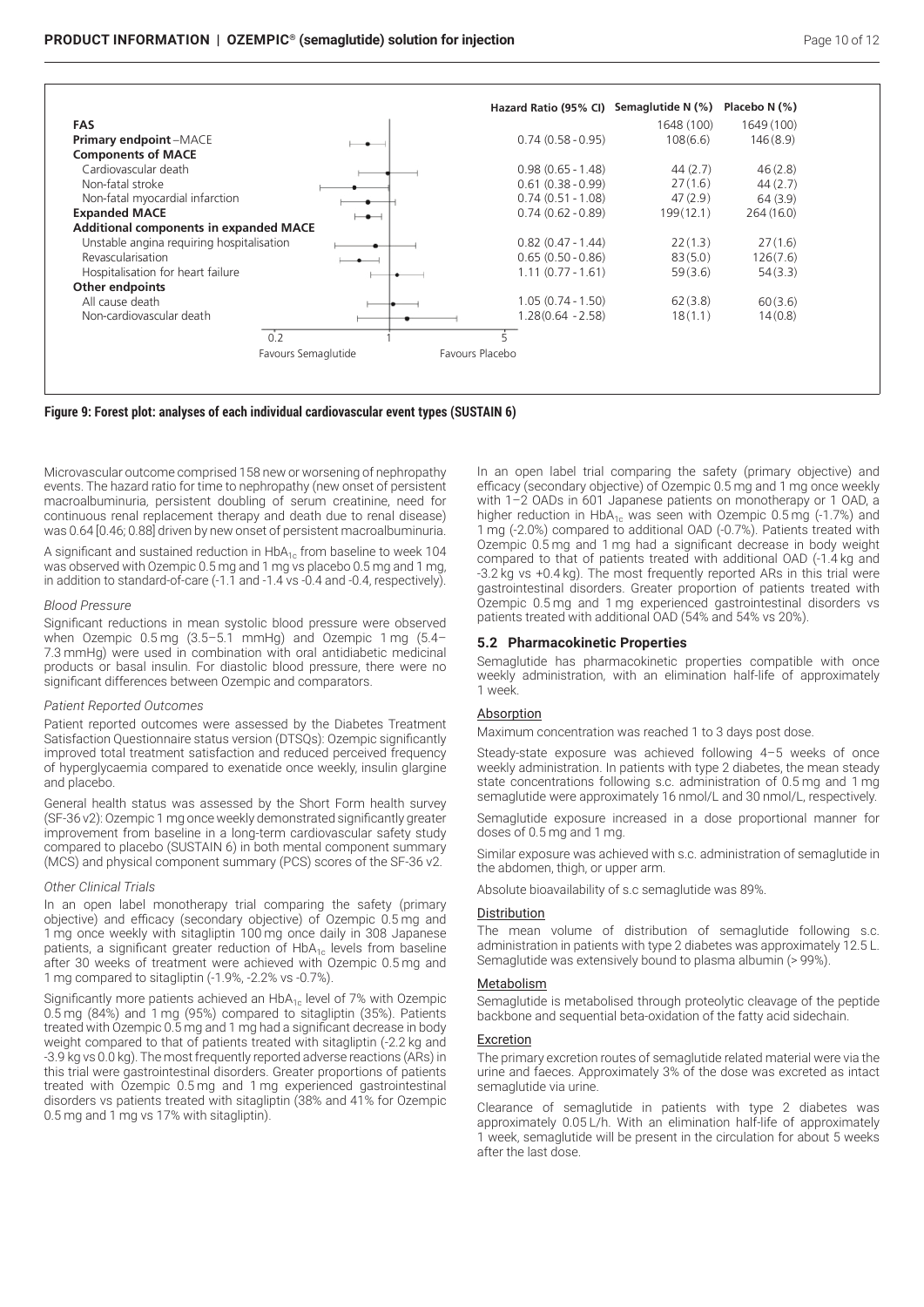| | Hazard Ratio (95% CI) | Semaglutide N (%) | Placebo N (%) |
|---|---|---|---|
| **FAS** | | 1648 (100) | 1649 (100) |
| **Primary endpoint** –MACE | 0.74 (0.58 - 0.95) | 108(6.6) | 146(8.9) |
| **Components of MACE** | | | |
| Cardiovascular death | 0.98 (0.65 - 1.48) | 44 (2.7) | 46 (2.8) |
| Non-fatal stroke | 0.61 (0.38 - 0.99) | 27(1.6) | 44 (2.7) |
| Non-fatal myocardial infarction | 0.74 (0.51 - 1.08) | 47 (2.9) | 64 (3.9) |
| **Expanded MACE** | 0.74 (0.62 - 0.89) | 199(12.1) | 264 (16.0) |
| **Additional components in expanded MACE** | | | |
| Unstable angina requiring hospitalisation | 0.82 (0.47 - 1.44) | 22(1.3) | 27(1.6) |
| Revascularisation | 0.65 (0.50 - 0.86) | 83(5.0) | 126(7.6) |
| Hospitalisation for heart failure | 1.11 (0.77 - 1.61) | 59(3.6) | 54(3.3) |
| **Other endpoints** | | | |
| All cause death | 1.05 (0.74 - 1.50) | 62(3.8) | 60(3.6) |
| Non-cardiovascular death | 1.28(0.64 - 2.58) | 18(1.1) | 14(0.8) |

0.2 1 5

Favours Semaglutide Favours Placebo

**Figure 9: Forest plot: analyses of each individual cardiovascular event types (SUSTAIN 6)**

Microvascular outcome comprised 158 new or worsening of nephropathy events. The hazard ratio for time to nephropathy (new onset of persistent macroalbuminuria, persistent doubling of serum creatinine, need for continuous renal replacement therapy and death due to renal disease) was 0.64 [0.46; 0.88] driven by new onset of persistent macroalbuminuria.

A significant and sustained reduction in $HbA_{1c}$ from baseline to week 104 was observed with Ozempic 0.5 mg and 1 mg vs placebo 0.5 mg and 1 mg, in addition to standard-of-care (-1.1 and -1.4 vs -0.4 and -0.4, respectively).

*Blood Pressure*

Significant reductions in mean systolic blood pressure were observed when Ozempic 0.5 mg (3.5–5.1 mmHg) and Ozempic 1 mg (5.4–7.3 mmHg) were used in combination with oral antidiabetic medicinal products or basal insulin. For diastolic blood pressure, there were no significant differences between Ozempic and comparators.

*Patient Reported Outcomes*

Patient reported outcomes were assessed by the Diabetes Treatment Satisfaction Questionnaire status version (DTSQs): Ozempic significantly improved total treatment satisfaction and reduced perceived frequency of hyperglycaemia compared to exenatide once weekly, insulin glargine and placebo.

General health status was assessed by the Short Form health survey (SF-36 v2): Ozempic 1 mg once weekly demonstrated significantly greater improvement from baseline in a long-term cardiovascular safety study compared to placebo (SUSTAIN 6) in both mental component summary (MCS) and physical component summary (PCS) scores of the SF-36 v2.

*Other Clinical Trials*

In an open label monotherapy trial comparing the safety (primary objective) and efficacy (secondary objective) of Ozempic 0.5 mg and 1 mg once weekly with sitagliptin 100 mg once daily in 308 Japanese patients, a significant greater reduction of $HbA_{1c}$ levels from baseline after 30 weeks of treatment were achieved with Ozempic 0.5 mg and 1 mg compared to sitagliptin (-1.9%, -2.2% vs -0.7%).

Significantly more patients achieved an $HbA_{1c}$ level of 7% with Ozempic 0.5 mg (84%) and 1 mg (95%) compared to sitagliptin (35%). Patients treated with Ozempic 0.5 mg and 1 mg had a significant decrease in body weight compared to that of patients treated with sitagliptin (-2.2 kg and -3.9 kg vs 0.0 kg). The most frequently reported adverse reactions (ARs) in this trial were gastrointestinal disorders. Greater proportions of patients treated with Ozempic 0.5 mg and 1 mg experienced gastrointestinal disorders vs patients treated with sitagliptin (38% and 41% for Ozempic 0.5 mg and 1 mg vs 17% with sitagliptin).

In an open label trial comparing the safety (primary objective) and efficacy (secondary objective) of Ozempic 0.5 mg and 1 mg once weekly with 1–2 OADs in 601 Japanese patients on monotherapy or 1 OAD, a higher reduction in $HbA_{1c}$ was seen with Ozempic 0.5 mg (-1.7%) and 1 mg (-2.0%) compared to additional OAD (-0.7%). Patients treated with Ozempic 0.5 mg and 1 mg had a significant decrease in body weight compared to that of patients treated with additional OAD (-1.4 kg and -3.2 kg vs +0.4 kg). The most frequently reported ARs in this trial were gastrointestinal disorders. Greater proportion of patients treated with Ozempic 0.5 mg and 1 mg experienced gastrointestinal disorders vs patients treated with additional OAD (54% and 54% vs 20%).

### 5.2 Pharmacokinetic Properties

Semaglutide has pharmacokinetic properties compatible with once weekly administration, with an elimination half-life of approximately 1 week.

#### Absorption

Maximum concentration was reached 1 to 3 days post dose.

Steady-state exposure was achieved following 4–5 weeks of once weekly administration. In patients with type 2 diabetes, the mean steady state concentrations following s.c. administration of 0.5 mg and 1 mg semaglutide were approximately 16 nmol/L and 30 nmol/L, respectively.

Semaglutide exposure increased in a dose proportional manner for doses of 0.5 mg and 1 mg.

Similar exposure was achieved with s.c. administration of semaglutide in the abdomen, thigh, or upper arm.

Absolute bioavailability of s.c semaglutide was 89%.

#### Distribution

The mean volume of distribution of semaglutide following s.c. administration in patients with type 2 diabetes was approximately 12.5 L. Semaglutide was extensively bound to plasma albumin (> 99%).

#### Metabolism

Semaglutide is metabolised through proteolytic cleavage of the peptide backbone and sequential beta-oxidation of the fatty acid sidechain.

#### Excretion

The primary excretion routes of semaglutide related material were via the urine and faeces. Approximately 3% of the dose was excreted as intact semaglutide via urine.

Clearance of semaglutide in patients with type 2 diabetes was approximately 0.05 L/h. With an elimination half-life of approximately 1 week, semaglutide will be present in the circulation for about 5 weeks after the last dose.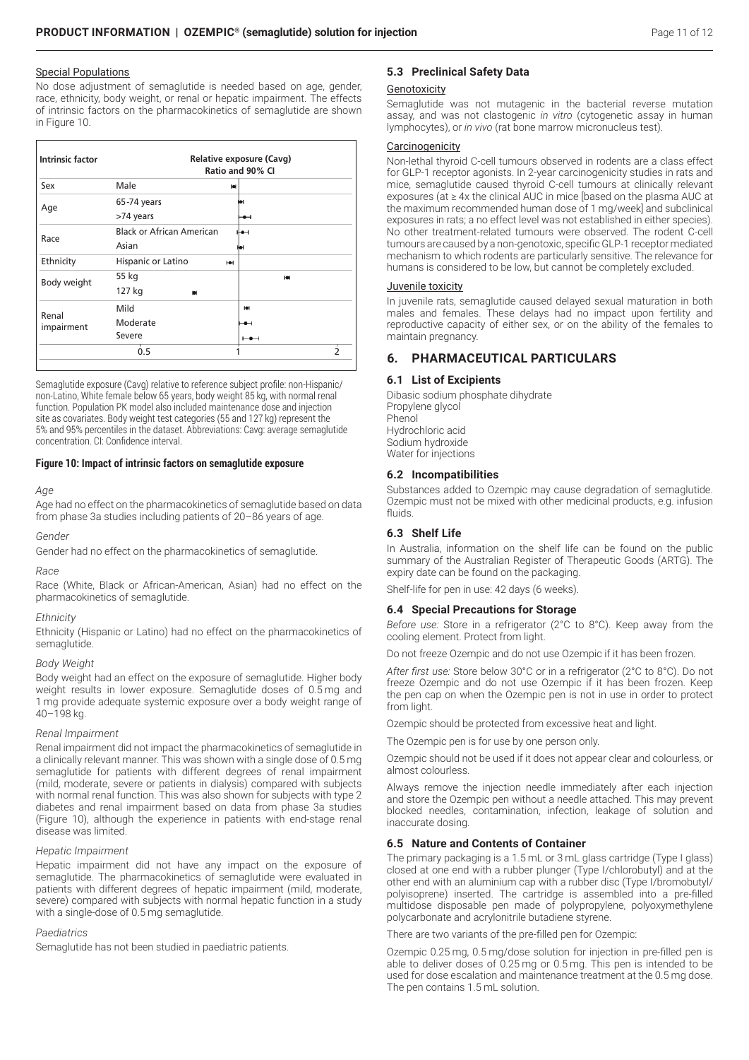### Special Populations

No dose adjustment of semaglutide is needed based on age, gender, race, ethnicity, body weight, or renal or hepatic impairment. The effects of intrinsic factors on the pharmacokinetics of semaglutide are shown in Figure 10.

| Intrinsic factor | | Relative exposure (Cavg) Ratio and 90% CI |
|---|---|---|
| Sex | Male | |
| Age | 65-74 years | |
| | >74 years | |
| Race | Black or African American | |
| | Asian | |
| Ethnicity | Hispanic or Latino | |
| Body weight | 55 kg | |
| | 127 kg | |
| Renal impairment | Mild | |
| | Moderate | |
| | Severe | |
| | | 0.5 1 2 |

Semaglutide exposure (Cavg) relative to reference subject profile: non-Hispanic/non-Latino, White female below 65 years, body weight 85 kg, with normal renal function. Population PK model also included maintenance dose and injection site as covariates. Body weight test categories (55 and 127 kg) represent the 5% and 95% percentiles in the dataset. Abbreviations: Cavg: average semaglutide concentration. CI: Confidence interval.

**Figure 10: Impact of intrinsic factors on semaglutide exposure**

*Age*

Age had no effect on the pharmacokinetics of semaglutide based on data from phase 3a studies including patients of 20–86 years of age.

*Gender*

Gender had no effect on the pharmacokinetics of semaglutide.

*Race*

Race (White, Black or African-American, Asian) had no effect on the pharmacokinetics of semaglutide.

*Ethnicity*

Ethnicity (Hispanic or Latino) had no effect on the pharmacokinetics of semaglutide.

*Body Weight*

Body weight had an effect on the exposure of semaglutide. Higher body weight results in lower exposure. Semaglutide doses of 0.5 mg and 1 mg provide adequate systemic exposure over a body weight range of 40–198 kg.

*Renal Impairment*

Renal impairment did not impact the pharmacokinetics of semaglutide in a clinically relevant manner. This was shown with a single dose of 0.5 mg semaglutide for patients with different degrees of renal impairment (mild, moderate, severe or patients in dialysis) compared with subjects with normal renal function. This was also shown for subjects with type 2 diabetes and renal impairment based on data from phase 3a studies (Figure 10), although the experience in patients with end-stage renal disease was limited.

*Hepatic Impairment*

Hepatic impairment did not have any impact on the exposure of semaglutide. The pharmacokinetics of semaglutide were evaluated in patients with different degrees of hepatic impairment (mild, moderate, severe) compared with subjects with normal hepatic function in a study with a single-dose of 0.5 mg semaglutide.

*Paediatrics*

Semaglutide has not been studied in paediatric patients.

## 5.3 Preclinical Safety Data

### Genotoxicity

Semaglutide was not mutagenic in the bacterial reverse mutation assay, and was not clastogenic *in vitro* (cytogenetic assay in human lymphocytes), or *in vivo* (rat bone marrow micronucleus test).

### Carcinogenicity

Non-lethal thyroid C-cell tumours observed in rodents are a class effect for GLP-1 receptor agonists. In 2-year carcinogenicity studies in rats and mice, semaglutide caused thyroid C-cell tumours at clinically relevant exposures (at ≥ 4x the clinical AUC in mice [based on the plasma AUC at the maximum recommended human dose of 1 mg/week] and subclinical exposures in rats; a no effect level was not established in either species). No other treatment-related tumours were observed. The rodent C-cell tumours are caused by a non-genotoxic, specific GLP-1 receptor mediated mechanism to which rodents are particularly sensitive. The relevance for humans is considered to be low, but cannot be completely excluded.

### Juvenile toxicity

In juvenile rats, semaglutide caused delayed sexual maturation in both males and females. These delays had no impact upon fertility and reproductive capacity of either sex, or on the ability of the females to maintain pregnancy.

# 6. PHARMACEUTICAL PARTICULARS

## 6.1 List of Excipients

Dibasic sodium phosphate dihydrate
Propylene glycol
Phenol
Hydrochloric acid
Sodium hydroxide
Water for injections

## 6.2 Incompatibilities

Substances added to Ozempic may cause degradation of semaglutide. Ozempic must not be mixed with other medicinal products, e.g. infusion fluids.

## 6.3 Shelf Life

In Australia, information on the shelf life can be found on the public summary of the Australian Register of Therapeutic Goods (ARTG). The expiry date can be found on the packaging.

Shelf-life for pen in use: 42 days (6 weeks).

## 6.4 Special Precautions for Storage

*Before use:* Store in a refrigerator (2°C to 8°C). Keep away from the cooling element. Protect from light.

Do not freeze Ozempic and do not use Ozempic if it has been frozen.

*After first use:* Store below 30°C or in a refrigerator (2°C to 8°C). Do not freeze Ozempic and do not use Ozempic if it has been frozen. Keep the pen cap on when the Ozempic pen is not in use in order to protect from light.

Ozempic should be protected from excessive heat and light.

The Ozempic pen is for use by one person only.

Ozempic should not be used if it does not appear clear and colourless, or almost colourless.

Always remove the injection needle immediately after each injection and store the Ozempic pen without a needle attached. This may prevent blocked needles, contamination, infection, leakage of solution and inaccurate dosing.

## 6.5 Nature and Contents of Container

The primary packaging is a 1.5 mL or 3 mL glass cartridge (Type I glass) closed at one end with a rubber plunger (Type I/chlorobutyl) and at the other end with an aluminium cap with a rubber disc (Type I/bromobutyl/polyisoprene) inserted. The cartridge is assembled into a pre-filled multidose disposable pen made of polypropylene, polyoxymethylene polycarbonate and acrylonitrile butadiene styrene.

There are two variants of the pre-filled pen for Ozempic:

Ozempic 0.25 mg, 0.5 mg/dose solution for injection in pre-filled pen is able to deliver doses of 0.25 mg or 0.5 mg. This pen is intended to be used for dose escalation and maintenance treatment at the 0.5 mg dose. The pen contains 1.5 mL solution.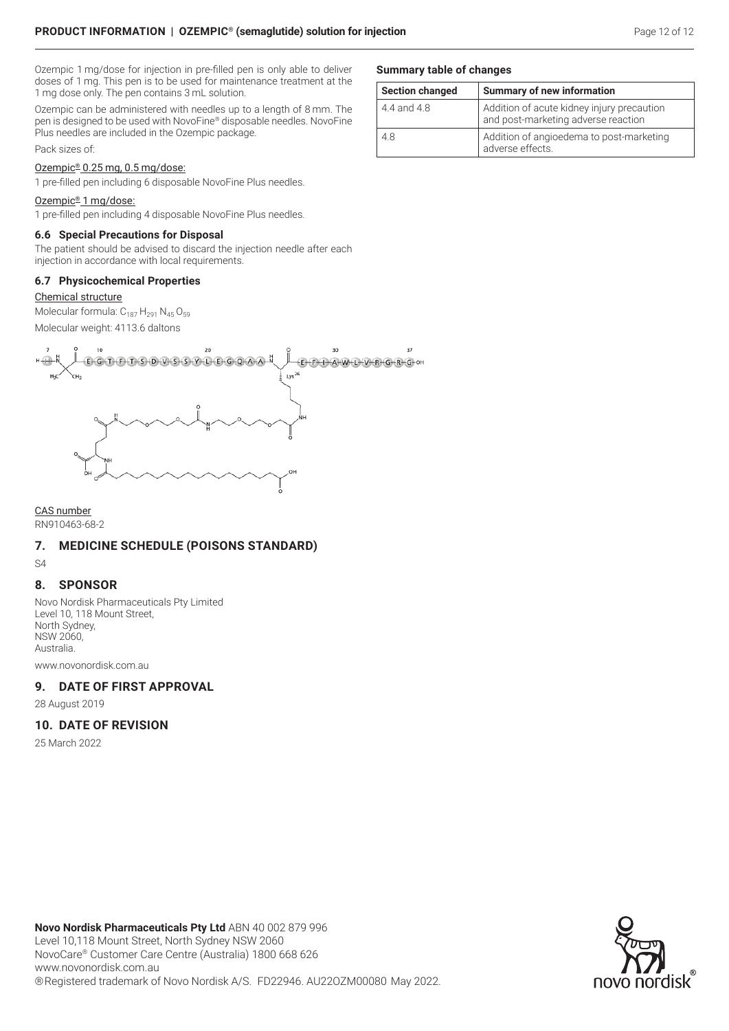Ozempic 1 mg/dose for injection in pre-filled pen is only able to deliver doses of 1 mg. This pen is to be used for maintenance treatment at the 1 mg dose only. The pen contains 3 mL solution.

Ozempic can be administered with needles up to a length of 8 mm. The pen is designed to be used with NovoFine® disposable needles. NovoFine Plus needles are included in the Ozempic package.

Pack sizes of:

Ozempic® 0.25 mg, 0.5 mg/dose:

1 pre-filled pen including 6 disposable NovoFine Plus needles.

Ozempic® 1 mg/dose:

1 pre-filled pen including 4 disposable NovoFine Plus needles.

### 6.6 Special Precautions for Disposal

The patient should be advised to discard the injection needle after each injection in accordance with local requirements.

### 6.7 Physicochemical Properties

Chemical structure

Molecular formula: $C_{187} H_{291} N_{45} O_{59}$

Molecular weight: 4113.6 daltons

7 10 20 30 37

H-H-N E-G-T-F-T-S-D-V-S-S-Y-L-E-G-Q-A-A N E-F-I-A-W-L-V-R-G-R-G-OH

$H_3C$ $CH_3$ Lys[26]

NH O OH

CAS number

RN910463-68-2

## 7. MEDICINE SCHEDULE (POISONS STANDARD)

S4

## 8. SPONSOR

Novo Nordisk Pharmaceuticals Pty Limited
Level 10, 118 Mount Street,
North Sydney,
NSW 2060,
Australia.

www.novonordisk.com.au

## 9. DATE OF FIRST APPROVAL

28 August 2019

## 10. DATE OF REVISION

25 March 2022

**Summary table of changes**

| Section changed | Summary of new information |
|---|---|
| 4.4 and 4.8 | Addition of acute kidney injury precaution and post-marketing adverse reaction |
| 4.8 | Addition of angioedema to post-marketing adverse effects. |

**Novo Nordisk Pharmaceuticals Pty Ltd** ABN 40 002 879 996
Level 10,118 Mount Street, North Sydney NSW 2060
NovoCare® Customer Care Centre (Australia) 1800 668 626
www.novonordisk.com.au
® Registered trademark of Novo Nordisk A/S. FD22946. AU22OZM00080 May 2022.